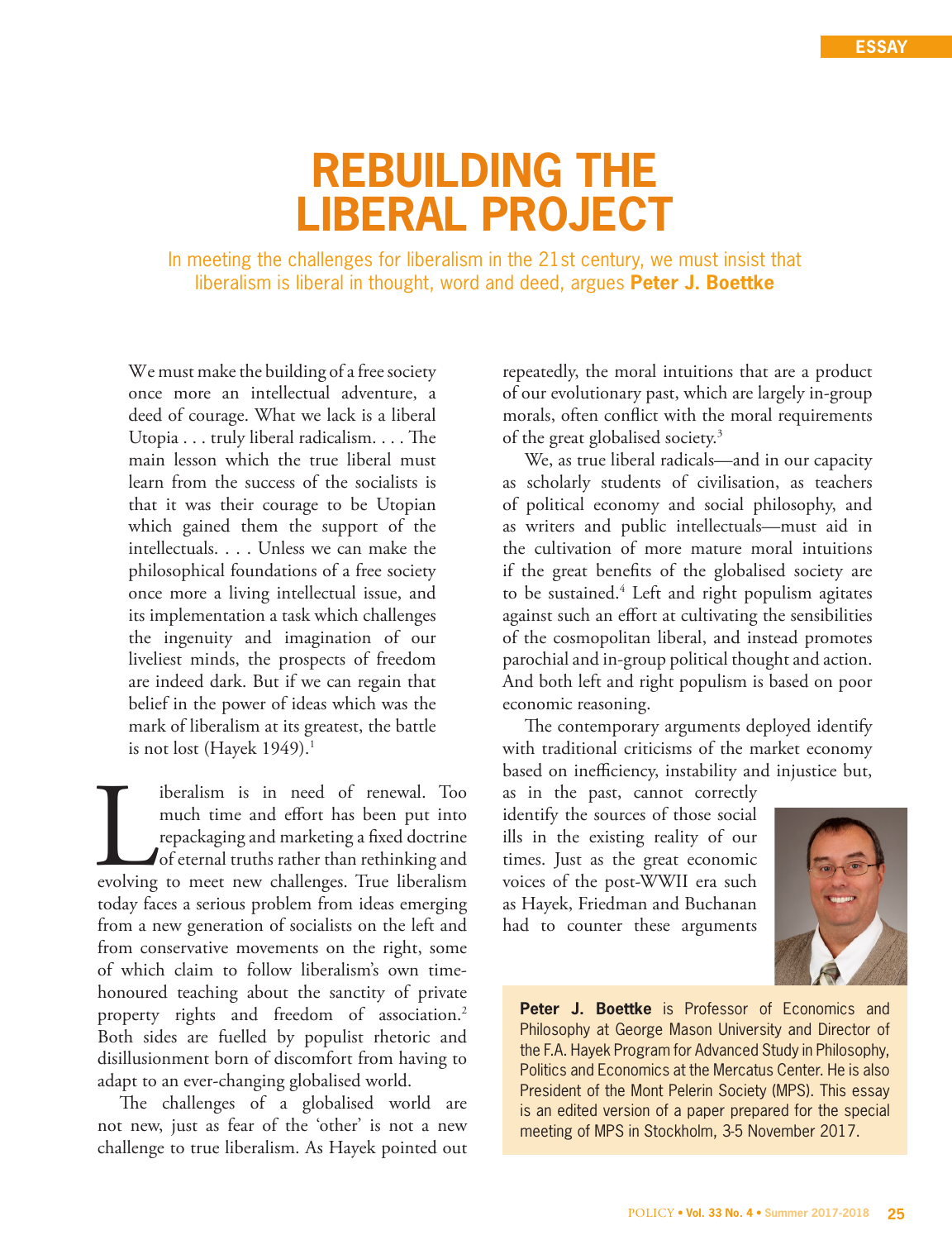ESSAY

# REBUILDING THE LIBERAL PROJECT

In meeting the challenges for liberalism in the 21st century, we must insist that liberalism is liberal in thought, word and deed, argues **Peter J. Boettke**

> We must make the building of a free society once more an intellectual adventure, a deed of courage. What we lack is a liberal Utopia . . . truly liberal radicalism. . . . The main lesson which the true liberal must learn from the success of the socialists is that it was their courage to be Utopian which gained them the support of the intellectuals. . . . Unless we can make the philosophical foundations of a free society once more a living intellectual issue, and its implementation a task which challenges the ingenuity and imagination of our liveliest minds, the prospects of freedom are indeed dark. But if we can regain that belief in the power of ideas which was the mark of liberalism at its greatest, the battle is not lost (Hayek 1949).[1]

Liberalism is in need of renewal. Too much time and effort has been put into repackaging and marketing a fixed doctrine of eternal truths rather than rethinking and evolving to meet new challenges. True liberalism today faces a serious problem from ideas emerging from a new generation of socialists on the left and from conservative movements on the right, some of which claim to follow liberalism's own time-honoured teaching about the sanctity of private property rights and freedom of association.[2] Both sides are fuelled by populist rhetoric and disillusionment born of discomfort from having to adapt to an ever-changing globalised world.

The challenges of a globalised world are not new, just as fear of the 'other' is not a new challenge to true liberalism. As Hayek pointed out repeatedly, the moral intuitions that are a product of our evolutionary past, which are largely in-group morals, often conflict with the moral requirements of the great globalised society.[3]

We, as true liberal radicals—and in our capacity as scholarly students of civilisation, as teachers of political economy and social philosophy, and as writers and public intellectuals—must aid in the cultivation of more mature moral intuitions if the great benefits of the globalised society are to be sustained.[4] Left and right populism agitates against such an effort at cultivating the sensibilities of the cosmopolitan liberal, and instead promotes parochial and in-group political thought and action. And both left and right populism is based on poor economic reasoning.

The contemporary arguments deployed identify with traditional criticisms of the market economy based on inefficiency, instability and injustice but, as in the past, cannot correctly identify the sources of those social ills in the existing reality of our times. Just as the great economic voices of the post-WWII era such as Hayek, Friedman and Buchanan had to counter these arguments

**Peter J. Boettke** is Professor of Economics and Philosophy at George Mason University and Director of the F.A. Hayek Program for Advanced Study in Philosophy, Politics and Economics at the Mercatus Center. He is also President of the Mont Pelerin Society (MPS). This essay is an edited version of a paper prepared for the special meeting of MPS in Stockholm, 3-5 November 2017.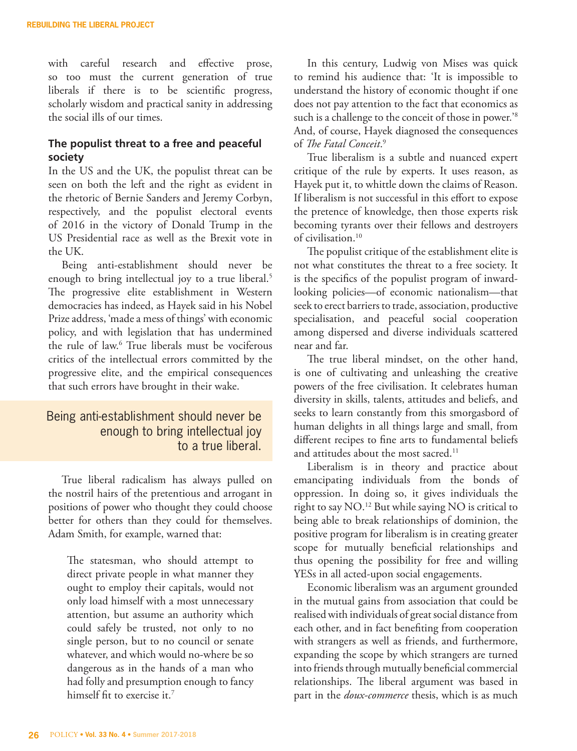with careful research and effective prose, so too must the current generation of true liberals if there is to be scientific progress, scholarly wisdom and practical sanity in addressing the social ills of our times.

### The populist threat to a free and peaceful society

In the US and the UK, the populist threat can be seen on both the left and the right as evident in the rhetoric of Bernie Sanders and Jeremy Corbyn, respectively, and the populist electoral events of 2016 in the victory of Donald Trump in the US Presidential race as well as the Brexit vote in the UK.

Being anti-establishment should never be enough to bring intellectual joy to a true liberal.[5] The progressive elite establishment in Western democracies has indeed, as Hayek said in his Nobel Prize address, 'made a mess of things' with economic policy, and with legislation that has undermined the rule of law.[6] True liberals must be vociferous critics of the intellectual errors committed by the progressive elite, and the empirical consequences that such errors have brought in their wake.

> Being anti-establishment should never be enough to bring intellectual joy to a true liberal.

True liberal radicalism has always pulled on the nostril hairs of the pretentious and arrogant in positions of power who thought they could choose better for others than they could for themselves. Adam Smith, for example, warned that:

> The statesman, who should attempt to direct private people in what manner they ought to employ their capitals, would not only load himself with a most unnecessary attention, but assume an authority which could safely be trusted, not only to no single person, but to no council or senate whatever, and which would no-where be so dangerous as in the hands of a man who had folly and presumption enough to fancy himself fit to exercise it.[7]

In this century, Ludwig von Mises was quick to remind his audience that: 'It is impossible to understand the history of economic thought if one does not pay attention to the fact that economics as such is a challenge to the conceit of those in power.'[8] And, of course, Hayek diagnosed the consequences of *The Fatal Conceit*.[9]

True liberalism is a subtle and nuanced expert critique of the rule by experts. It uses reason, as Hayek put it, to whittle down the claims of Reason. If liberalism is not successful in this effort to expose the pretence of knowledge, then those experts risk becoming tyrants over their fellows and destroyers of civilisation.[10]

The populist critique of the establishment elite is not what constitutes the threat to a free society. It is the specifics of the populist program of inward-looking policies—of economic nationalism—that seek to erect barriers to trade, association, productive specialisation, and peaceful social cooperation among dispersed and diverse individuals scattered near and far.

The true liberal mindset, on the other hand, is one of cultivating and unleashing the creative powers of the free civilisation. It celebrates human diversity in skills, talents, attitudes and beliefs, and seeks to learn constantly from this smorgasbord of human delights in all things large and small, from different recipes to fine arts to fundamental beliefs and attitudes about the most sacred.[11]

Liberalism is in theory and practice about emancipating individuals from the bonds of oppression. In doing so, it gives individuals the right to say NO.[12] But while saying NO is critical to being able to break relationships of dominion, the positive program for liberalism is in creating greater scope for mutually beneficial relationships and thus opening the possibility for free and willing YESs in all acted-upon social engagements.

Economic liberalism was an argument grounded in the mutual gains from association that could be realised with individuals of great social distance from each other, and in fact benefiting from cooperation with strangers as well as friends, and furthermore, expanding the scope by which strangers are turned into friends through mutually beneficial commercial relationships. The liberal argument was based in part in the *doux-commerce* thesis, which is as much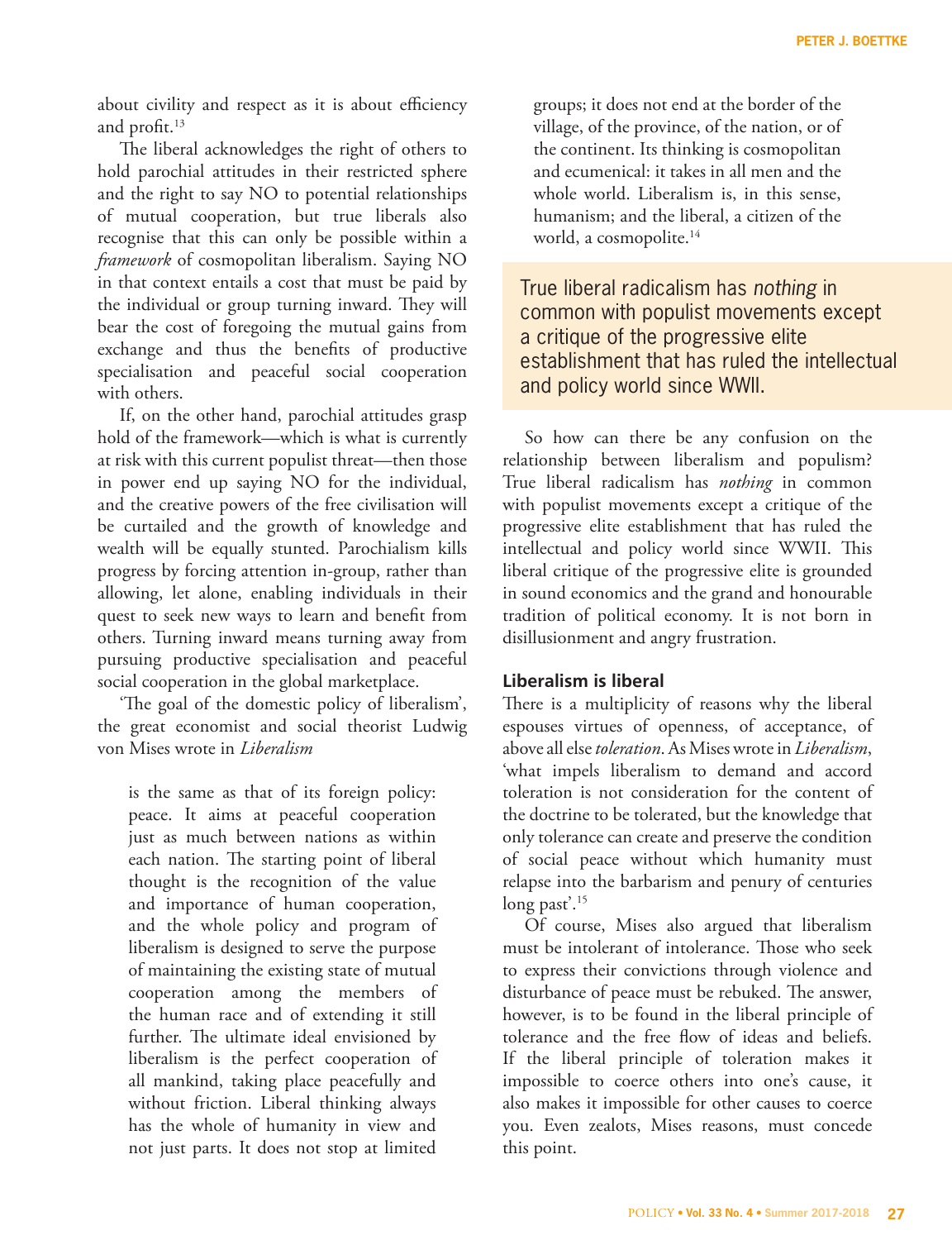about civility and respect as it is about efficiency and profit.[13]

The liberal acknowledges the right of others to hold parochial attitudes in their restricted sphere and the right to say NO to potential relationships of mutual cooperation, but true liberals also recognise that this can only be possible within a *framework* of cosmopolitan liberalism. Saying NO in that context entails a cost that must be paid by the individual or group turning inward. They will bear the cost of foregoing the mutual gains from exchange and thus the benefits of productive specialisation and peaceful social cooperation with others.

If, on the other hand, parochial attitudes grasp hold of the framework—which is what is currently at risk with this current populist threat—then those in power end up saying NO for the individual, and the creative powers of the free civilisation will be curtailed and the growth of knowledge and wealth will be equally stunted. Parochialism kills progress by forcing attention in-group, rather than allowing, let alone, enabling individuals in their quest to seek new ways to learn and benefit from others. Turning inward means turning away from pursuing productive specialisation and peaceful social cooperation in the global marketplace.

'The goal of the domestic policy of liberalism', the great economist and social theorist Ludwig von Mises wrote in *Liberalism*

> is the same as that of its foreign policy: peace. It aims at peaceful cooperation just as much between nations as within each nation. The starting point of liberal thought is the recognition of the value and importance of human cooperation, and the whole policy and program of liberalism is designed to serve the purpose of maintaining the existing state of mutual cooperation among the members of the human race and of extending it still further. The ultimate ideal envisioned by liberalism is the perfect cooperation of all mankind, taking place peacefully and without friction. Liberal thinking always has the whole of humanity in view and not just parts. It does not stop at limited groups; it does not end at the border of the village, of the province, of the nation, or of the continent. Its thinking is cosmopolitan and ecumenical: it takes in all men and the whole world. Liberalism is, in this sense, humanism; and the liberal, a citizen of the world, a cosmopolite.[14]

> True liberal radicalism has *nothing* in common with populist movements except a critique of the progressive elite establishment that has ruled the intellectual and policy world since WWII.

So how can there be any confusion on the relationship between liberalism and populism? True liberal radicalism has *nothing* in common with populist movements except a critique of the progressive elite establishment that has ruled the intellectual and policy world since WWII. This liberal critique of the progressive elite is grounded in sound economics and the grand and honourable tradition of political economy. It is not born in disillusionment and angry frustration.

## Liberalism is liberal

There is a multiplicity of reasons why the liberal espouses virtues of openness, of acceptance, of above all else *toleration*. As Mises wrote in *Liberalism*, 'what impels liberalism to demand and accord toleration is not consideration for the content of the doctrine to be tolerated, but the knowledge that only tolerance can create and preserve the condition of social peace without which humanity must relapse into the barbarism and penury of centuries long past'.[15]

Of course, Mises also argued that liberalism must be intolerant of intolerance. Those who seek to express their convictions through violence and disturbance of peace must be rebuked. The answer, however, is to be found in the liberal principle of tolerance and the free flow of ideas and beliefs. If the liberal principle of toleration makes it impossible to coerce others into one's cause, it also makes it impossible for other causes to coerce you. Even zealots, Mises reasons, must concede this point.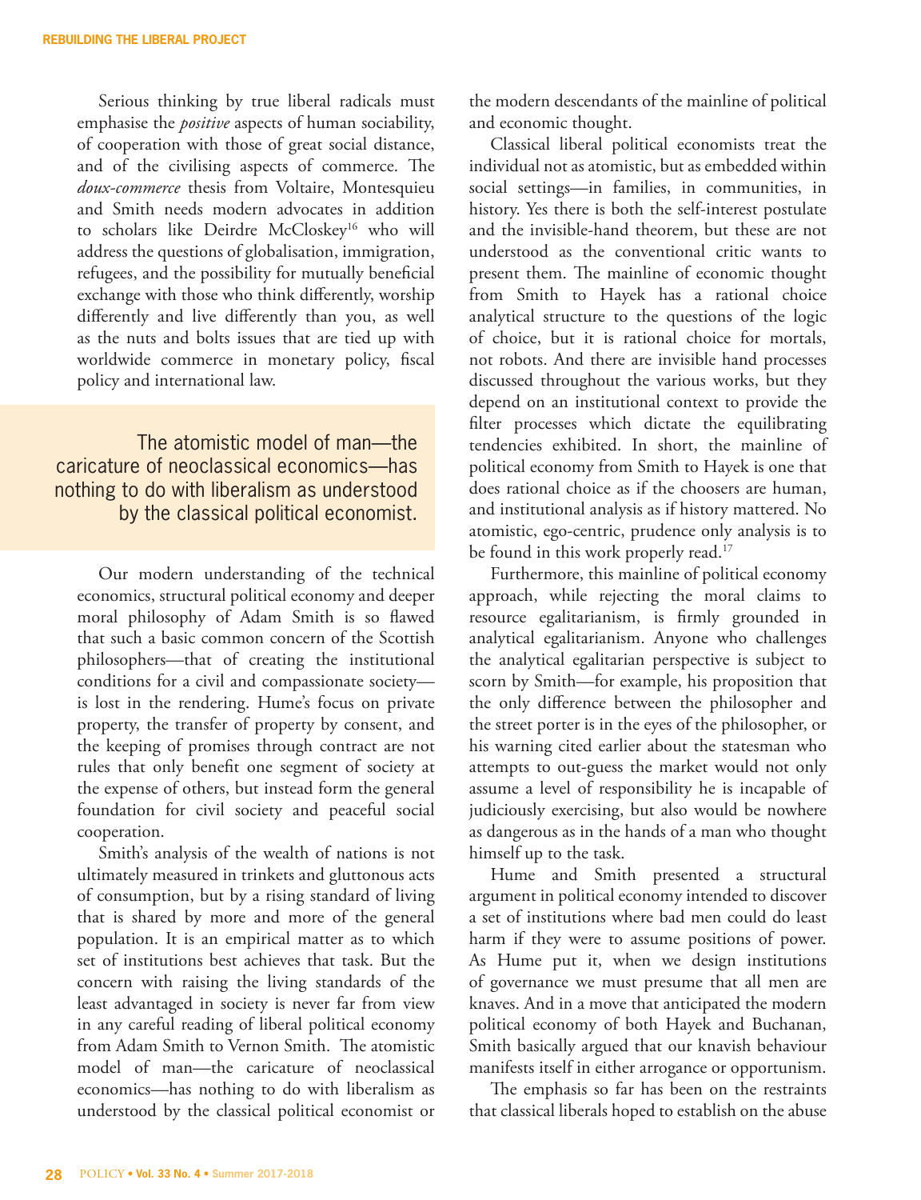Serious thinking by true liberal radicals must emphasise the *positive* aspects of human sociability, of cooperation with those of great social distance, and of the civilising aspects of commerce. The *doux-commerce* thesis from Voltaire, Montesquieu and Smith needs modern advocates in addition to scholars like Deirdre McCloskey[16] who will address the questions of globalisation, immigration, refugees, and the possibility for mutually beneficial exchange with those who think differently, worship differently and live differently than you, as well as the nuts and bolts issues that are tied up with worldwide commerce in monetary policy, fiscal policy and international law.

> The atomistic model of man—the caricature of neoclassical economics—has nothing to do with liberalism as understood by the classical political economist.

Our modern understanding of the technical economics, structural political economy and deeper moral philosophy of Adam Smith is so flawed that such a basic common concern of the Scottish philosophers—that of creating the institutional conditions for a civil and compassionate society—is lost in the rendering. Hume's focus on private property, the transfer of property by consent, and the keeping of promises through contract are not rules that only benefit one segment of society at the expense of others, but instead form the general foundation for civil society and peaceful social cooperation.

Smith's analysis of the wealth of nations is not ultimately measured in trinkets and gluttonous acts of consumption, but by a rising standard of living that is shared by more and more of the general population. It is an empirical matter as to which set of institutions best achieves that task. But the concern with raising the living standards of the least advantaged in society is never far from view in any careful reading of liberal political economy from Adam Smith to Vernon Smith. The atomistic model of man—the caricature of neoclassical economics—has nothing to do with liberalism as understood by the classical political economist or the modern descendants of the mainline of political and economic thought.

Classical liberal political economists treat the individual not as atomistic, but as embedded within social settings—in families, in communities, in history. Yes there is both the self-interest postulate and the invisible-hand theorem, but these are not understood as the conventional critic wants to present them. The mainline of economic thought from Smith to Hayek has a rational choice analytical structure to the questions of the logic of choice, but it is rational choice for mortals, not robots. And there are invisible hand processes discussed throughout the various works, but they depend on an institutional context to provide the filter processes which dictate the equilibrating tendencies exhibited. In short, the mainline of political economy from Smith to Hayek is one that does rational choice as if the choosers are human, and institutional analysis as if history mattered. No atomistic, ego-centric, prudence only analysis is to be found in this work properly read.[17]

Furthermore, this mainline of political economy approach, while rejecting the moral claims to resource egalitarianism, is firmly grounded in analytical egalitarianism. Anyone who challenges the analytical egalitarian perspective is subject to scorn by Smith—for example, his proposition that the only difference between the philosopher and the street porter is in the eyes of the philosopher, or his warning cited earlier about the statesman who attempts to out-guess the market would not only assume a level of responsibility he is incapable of judiciously exercising, but also would be nowhere as dangerous as in the hands of a man who thought himself up to the task.

Hume and Smith presented a structural argument in political economy intended to discover a set of institutions where bad men could do least harm if they were to assume positions of power. As Hume put it, when we design institutions of governance we must presume that all men are knaves. And in a move that anticipated the modern political economy of both Hayek and Buchanan, Smith basically argued that our knavish behaviour manifests itself in either arrogance or opportunism.

The emphasis so far has been on the restraints that classical liberals hoped to establish on the abuse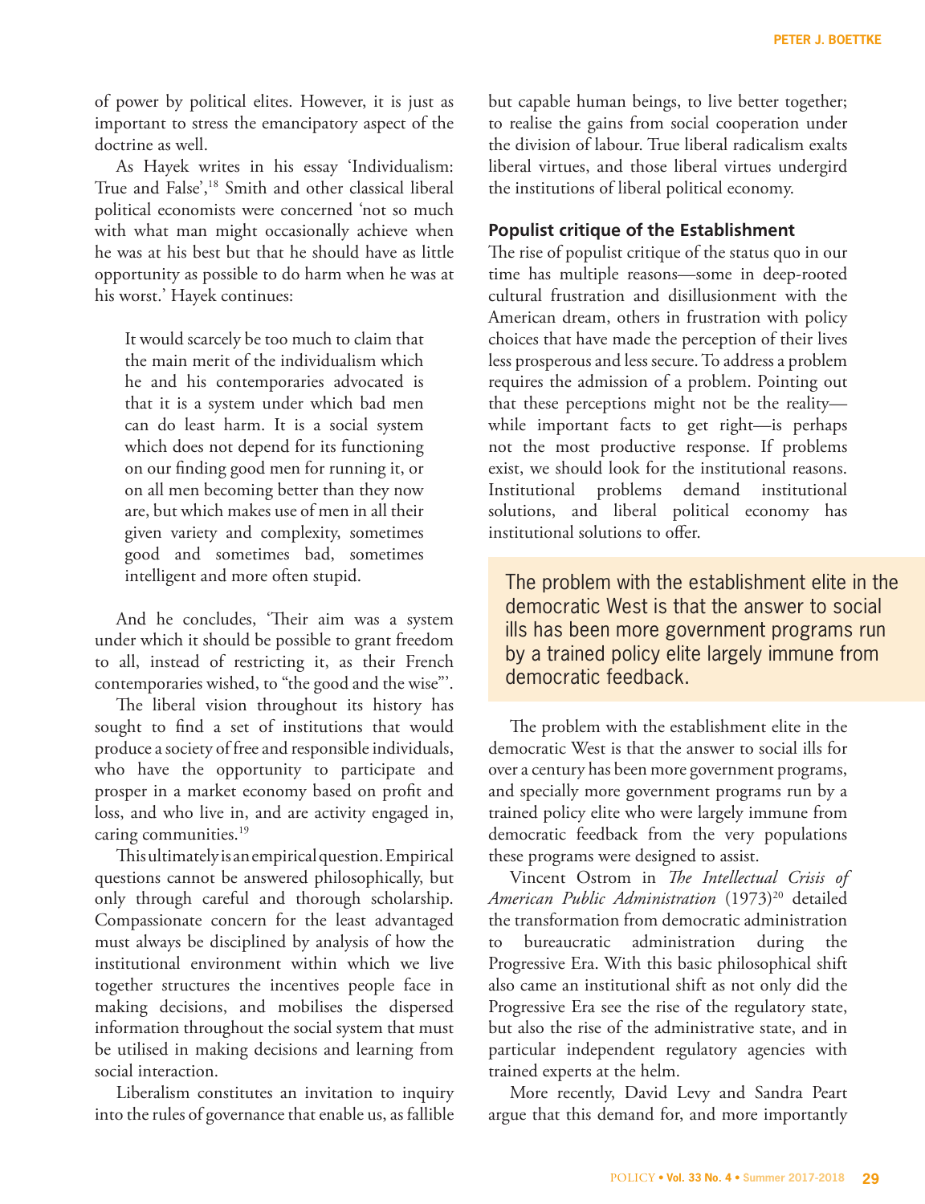of power by political elites. However, it is just as important to stress the emancipatory aspect of the doctrine as well.

As Hayek writes in his essay 'Individualism: True and False',[18] Smith and other classical liberal political economists were concerned 'not so much with what man might occasionally achieve when he was at his best but that he should have as little opportunity as possible to do harm when he was at his worst.' Hayek continues:

> It would scarcely be too much to claim that the main merit of the individualism which he and his contemporaries advocated is that it is a system under which bad men can do least harm. It is a social system which does not depend for its functioning on our finding good men for running it, or on all men becoming better than they now are, but which makes use of men in all their given variety and complexity, sometimes good and sometimes bad, sometimes intelligent and more often stupid.

And he concludes, 'Their aim was a system under which it should be possible to grant freedom to all, instead of restricting it, as their French contemporaries wished, to "the good and the wise"'.

The liberal vision throughout its history has sought to find a set of institutions that would produce a society of free and responsible individuals, who have the opportunity to participate and prosper in a market economy based on profit and loss, and who live in, and are activity engaged in, caring communities.[19]

This ultimately is an empirical question. Empirical questions cannot be answered philosophically, but only through careful and thorough scholarship. Compassionate concern for the least advantaged must always be disciplined by analysis of how the institutional environment within which we live together structures the incentives people face in making decisions, and mobilises the dispersed information throughout the social system that must be utilised in making decisions and learning from social interaction.

Liberalism constitutes an invitation to inquiry into the rules of governance that enable us, as fallible but capable human beings, to live better together; to realise the gains from social cooperation under the division of labour. True liberal radicalism exalts liberal virtues, and those liberal virtues undergird the institutions of liberal political economy.

## Populist critique of the Establishment

The rise of populist critique of the status quo in our time has multiple reasons—some in deep-rooted cultural frustration and disillusionment with the American dream, others in frustration with policy choices that have made the perception of their lives less prosperous and less secure. To address a problem requires the admission of a problem. Pointing out that these perceptions might not be the reality—while important facts to get right—is perhaps not the most productive response. If problems exist, we should look for the institutional reasons. Institutional problems demand institutional solutions, and liberal political economy has institutional solutions to offer.

> The problem with the establishment elite in the democratic West is that the answer to social ills has been more government programs run by a trained policy elite largely immune from democratic feedback.

The problem with the establishment elite in the democratic West is that the answer to social ills for over a century has been more government programs, and specially more government programs run by a trained policy elite who were largely immune from democratic feedback from the very populations these programs were designed to assist.

Vincent Ostrom in *The Intellectual Crisis of American Public Administration* (1973)[20] detailed the transformation from democratic administration to bureaucratic administration during the Progressive Era. With this basic philosophical shift also came an institutional shift as not only did the Progressive Era see the rise of the regulatory state, but also the rise of the administrative state, and in particular independent regulatory agencies with trained experts at the helm.

More recently, David Levy and Sandra Peart argue that this demand for, and more importantly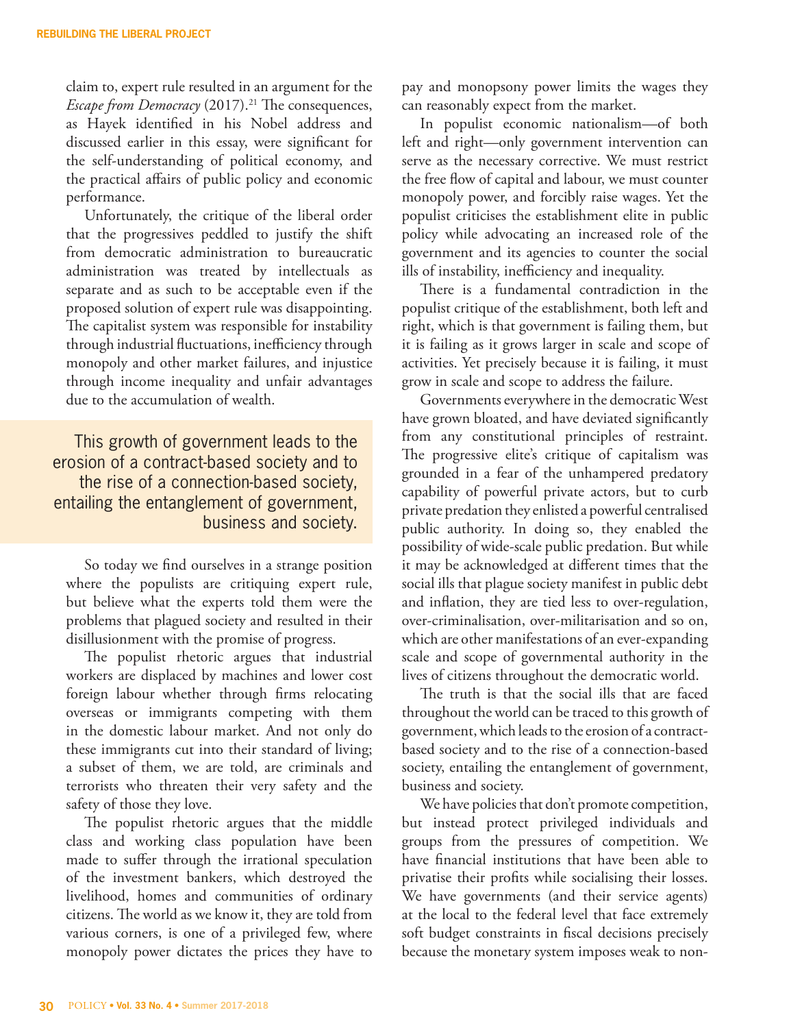claim to, expert rule resulted in an argument for the *Escape from Democracy* (2017).[21] The consequences, as Hayek identified in his Nobel address and discussed earlier in this essay, were significant for the self-understanding of political economy, and the practical affairs of public policy and economic performance.

Unfortunately, the critique of the liberal order that the progressives peddled to justify the shift from democratic administration to bureaucratic administration was treated by intellectuals as separate and as such to be acceptable even if the proposed solution of expert rule was disappointing. The capitalist system was responsible for instability through industrial fluctuations, inefficiency through monopoly and other market failures, and injustice through income inequality and unfair advantages due to the accumulation of wealth.

> This growth of government leads to the erosion of a contract-based society and to the rise of a connection-based society, entailing the entanglement of government, business and society.

So today we find ourselves in a strange position where the populists are critiquing expert rule, but believe what the experts told them were the problems that plagued society and resulted in their disillusionment with the promise of progress.

The populist rhetoric argues that industrial workers are displaced by machines and lower cost foreign labour whether through firms relocating overseas or immigrants competing with them in the domestic labour market. And not only do these immigrants cut into their standard of living; a subset of them, we are told, are criminals and terrorists who threaten their very safety and the safety of those they love.

The populist rhetoric argues that the middle class and working class population have been made to suffer through the irrational speculation of the investment bankers, which destroyed the livelihood, homes and communities of ordinary citizens. The world as we know it, they are told from various corners, is one of a privileged few, where monopoly power dictates the prices they have to pay and monopsony power limits the wages they can reasonably expect from the market.

In populist economic nationalism—of both left and right—only government intervention can serve as the necessary corrective. We must restrict the free flow of capital and labour, we must counter monopoly power, and forcibly raise wages. Yet the populist criticises the establishment elite in public policy while advocating an increased role of the government and its agencies to counter the social ills of instability, inefficiency and inequality.

There is a fundamental contradiction in the populist critique of the establishment, both left and right, which is that government is failing them, but it is failing as it grows larger in scale and scope of activities. Yet precisely because it is failing, it must grow in scale and scope to address the failure.

Governments everywhere in the democratic West have grown bloated, and have deviated significantly from any constitutional principles of restraint. The progressive elite's critique of capitalism was grounded in a fear of the unhampered predatory capability of powerful private actors, but to curb private predation they enlisted a powerful centralised public authority. In doing so, they enabled the possibility of wide-scale public predation. But while it may be acknowledged at different times that the social ills that plague society manifest in public debt and inflation, they are tied less to over-regulation, over-criminalisation, over-militarisation and so on, which are other manifestations of an ever-expanding scale and scope of governmental authority in the lives of citizens throughout the democratic world.

The truth is that the social ills that are faced throughout the world can be traced to this growth of government, which leads to the erosion of a contract-based society and to the rise of a connection-based society, entailing the entanglement of government, business and society.

We have policies that don't promote competition, but instead protect privileged individuals and groups from the pressures of competition. We have financial institutions that have been able to privatise their profits while socialising their losses. We have governments (and their service agents) at the local to the federal level that face extremely soft budget constraints in fiscal decisions precisely because the monetary system imposes weak to non-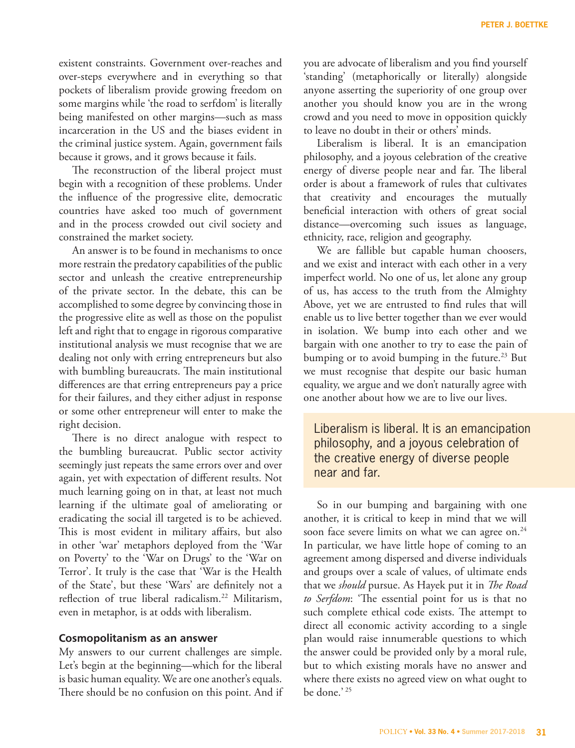existent constraints. Government over-reaches and over-steps everywhere and in everything so that pockets of liberalism provide growing freedom on some margins while 'the road to serfdom' is literally being manifested on other margins—such as mass incarceration in the US and the biases evident in the criminal justice system. Again, government fails because it grows, and it grows because it fails.

The reconstruction of the liberal project must begin with a recognition of these problems. Under the influence of the progressive elite, democratic countries have asked too much of government and in the process crowded out civil society and constrained the market society.

An answer is to be found in mechanisms to once more restrain the predatory capabilities of the public sector and unleash the creative entrepreneurship of the private sector. In the debate, this can be accomplished to some degree by convincing those in the progressive elite as well as those on the populist left and right that to engage in rigorous comparative institutional analysis we must recognise that we are dealing not only with erring entrepreneurs but also with bumbling bureaucrats. The main institutional differences are that erring entrepreneurs pay a price for their failures, and they either adjust in response or some other entrepreneur will enter to make the right decision.

There is no direct analogue with respect to the bumbling bureaucrat. Public sector activity seemingly just repeats the same errors over and over again, yet with expectation of different results. Not much learning going on in that, at least not much learning if the ultimate goal of ameliorating or eradicating the social ill targeted is to be achieved. This is most evident in military affairs, but also in other 'war' metaphors deployed from the 'War on Poverty' to the 'War on Drugs' to the 'War on Terror'. It truly is the case that 'War is the Health of the State', but these 'Wars' are definitely not a reflection of true liberal radicalism.[22] Militarism, even in metaphor, is at odds with liberalism.

## Cosmopolitanism as an answer

My answers to our current challenges are simple. Let's begin at the beginning—which for the liberal is basic human equality. We are one another's equals. There should be no confusion on this point. And if you are advocate of liberalism and you find yourself 'standing' (metaphorically or literally) alongside anyone asserting the superiority of one group over another you should know you are in the wrong crowd and you need to move in opposition quickly to leave no doubt in their or others' minds.

Liberalism is liberal. It is an emancipation philosophy, and a joyous celebration of the creative energy of diverse people near and far. The liberal order is about a framework of rules that cultivates that creativity and encourages the mutually beneficial interaction with others of great social distance—overcoming such issues as language, ethnicity, race, religion and geography.

We are fallible but capable human choosers, and we exist and interact with each other in a very imperfect world. No one of us, let alone any group of us, has access to the truth from the Almighty Above, yet we are entrusted to find rules that will enable us to live better together than we ever would in isolation. We bump into each other and we bargain with one another to try to ease the pain of bumping or to avoid bumping in the future.[23] But we must recognise that despite our basic human equality, we argue and we don't naturally agree with one another about how we are to live our lives.

> Liberalism is liberal. It is an emancipation philosophy, and a joyous celebration of the creative energy of diverse people near and far.

So in our bumping and bargaining with one another, it is critical to keep in mind that we will soon face severe limits on what we can agree on.[24] In particular, we have little hope of coming to an agreement among dispersed and diverse individuals and groups over a scale of values, of ultimate ends that we *should* pursue. As Hayek put it in *The Road to Serfdom*: 'The essential point for us is that no such complete ethical code exists. The attempt to direct all economic activity according to a single plan would raise innumerable questions to which the answer could be provided only by a moral rule, but to which existing morals have no answer and where there exists no agreed view on what ought to be done.'[25]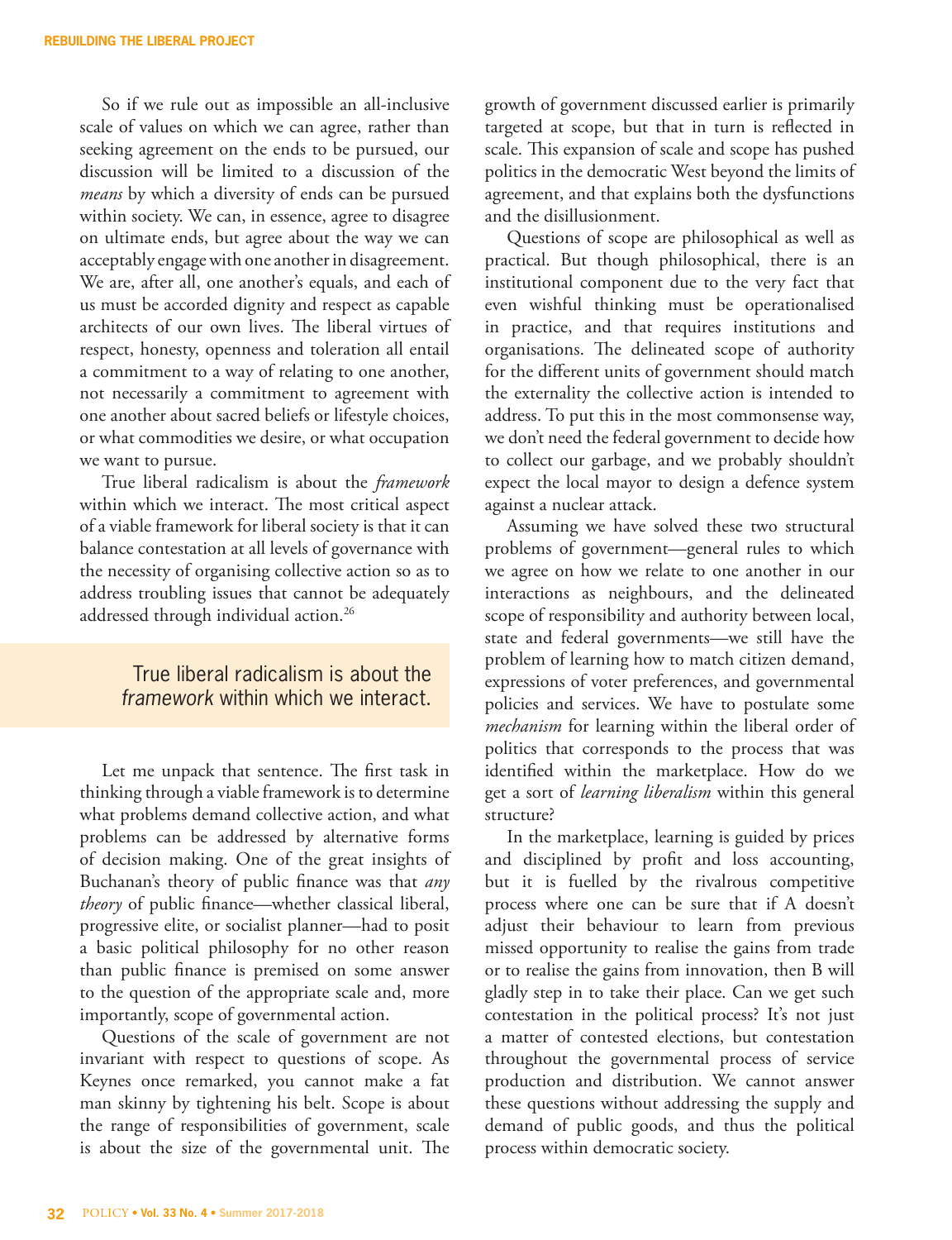So if we rule out as impossible an all-inclusive scale of values on which we can agree, rather than seeking agreement on the ends to be pursued, our discussion will be limited to a discussion of the *means* by which a diversity of ends can be pursued within society. We can, in essence, agree to disagree on ultimate ends, but agree about the way we can acceptably engage with one another in disagreement. We are, after all, one another's equals, and each of us must be accorded dignity and respect as capable architects of our own lives. The liberal virtues of respect, honesty, openness and toleration all entail a commitment to a way of relating to one another, not necessarily a commitment to agreement with one another about sacred beliefs or lifestyle choices, or what commodities we desire, or what occupation we want to pursue.

True liberal radicalism is about the *framework* within which we interact. The most critical aspect of a viable framework for liberal society is that it can balance contestation at all levels of governance with the necessity of organising collective action so as to address troubling issues that cannot be adequately addressed through individual action.[26]

> True liberal radicalism is about the *framework* within which we interact.

Let me unpack that sentence. The first task in thinking through a viable framework is to determine what problems demand collective action, and what problems can be addressed by alternative forms of decision making. One of the great insights of Buchanan's theory of public finance was that *any theory* of public finance—whether classical liberal, progressive elite, or socialist planner—had to posit a basic political philosophy for no other reason than public finance is premised on some answer to the question of the appropriate scale and, more importantly, scope of governmental action.

Questions of the scale of government are not invariant with respect to questions of scope. As Keynes once remarked, you cannot make a fat man skinny by tightening his belt. Scope is about the range of responsibilities of government, scale is about the size of the governmental unit. The growth of government discussed earlier is primarily targeted at scope, but that in turn is reflected in scale. This expansion of scale and scope has pushed politics in the democratic West beyond the limits of agreement, and that explains both the dysfunctions and the disillusionment.

Questions of scope are philosophical as well as practical. But though philosophical, there is an institutional component due to the very fact that even wishful thinking must be operationalised in practice, and that requires institutions and organisations. The delineated scope of authority for the different units of government should match the externality the collective action is intended to address. To put this in the most commonsense way, we don't need the federal government to decide how to collect our garbage, and we probably shouldn't expect the local mayor to design a defence system against a nuclear attack.

Assuming we have solved these two structural problems of government—general rules to which we agree on how we relate to one another in our interactions as neighbours, and the delineated scope of responsibility and authority between local, state and federal governments—we still have the problem of learning how to match citizen demand, expressions of voter preferences, and governmental policies and services. We have to postulate some *mechanism* for learning within the liberal order of politics that corresponds to the process that was identified within the marketplace. How do we get a sort of *learning liberalism* within this general structure?

In the marketplace, learning is guided by prices and disciplined by profit and loss accounting, but it is fuelled by the rivalrous competitive process where one can be sure that if A doesn't adjust their behaviour to learn from previous missed opportunity to realise the gains from trade or to realise the gains from innovation, then B will gladly step in to take their place. Can we get such contestation in the political process? It's not just a matter of contested elections, but contestation throughout the governmental process of service production and distribution. We cannot answer these questions without addressing the supply and demand of public goods, and thus the political process within democratic society.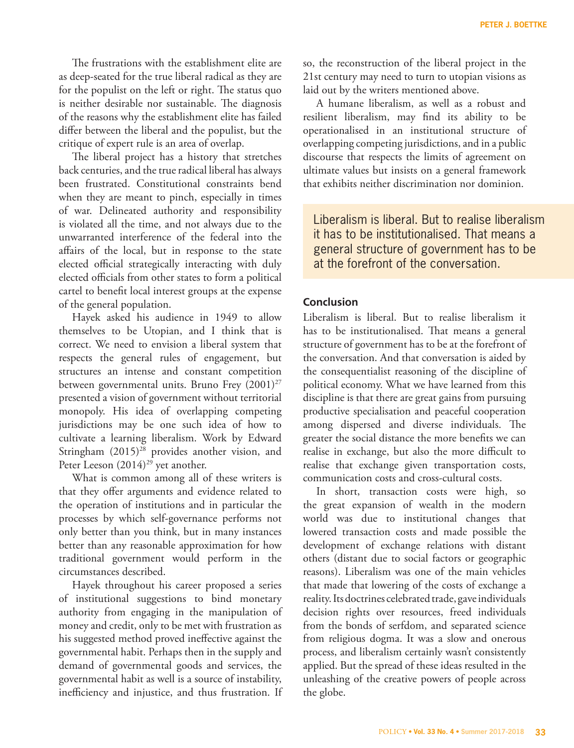The frustrations with the establishment elite are as deep-seated for the true liberal radical as they are for the populist on the left or right. The status quo is neither desirable nor sustainable. The diagnosis of the reasons why the establishment elite has failed differ between the liberal and the populist, but the critique of expert rule is an area of overlap.

The liberal project has a history that stretches back centuries, and the true radical liberal has always been frustrated. Constitutional constraints bend when they are meant to pinch, especially in times of war. Delineated authority and responsibility is violated all the time, and not always due to the unwarranted interference of the federal into the affairs of the local, but in response to the state elected official strategically interacting with duly elected officials from other states to form a political cartel to benefit local interest groups at the expense of the general population.

Hayek asked his audience in 1949 to allow themselves to be Utopian, and I think that is correct. We need to envision a liberal system that respects the general rules of engagement, but structures an intense and constant competition between governmental units. Bruno Frey (2001)[27] presented a vision of government without territorial monopoly. His idea of overlapping competing jurisdictions may be one such idea of how to cultivate a learning liberalism. Work by Edward Stringham (2015)[28] provides another vision, and Peter Leeson (2014)[29] yet another.

What is common among all of these writers is that they offer arguments and evidence related to the operation of institutions and in particular the processes by which self-governance performs not only better than you think, but in many instances better than any reasonable approximation for how traditional government would perform in the circumstances described.

Hayek throughout his career proposed a series of institutional suggestions to bind monetary authority from engaging in the manipulation of money and credit, only to be met with frustration as his suggested method proved ineffective against the governmental habit. Perhaps then in the supply and demand of governmental goods and services, the governmental habit as well is a source of instability, inefficiency and injustice, and thus frustration. If so, the reconstruction of the liberal project in the 21st century may need to turn to utopian visions as laid out by the writers mentioned above.

A humane liberalism, as well as a robust and resilient liberalism, may find its ability to be operationalised in an institutional structure of overlapping competing jurisdictions, and in a public discourse that respects the limits of agreement on ultimate values but insists on a general framework that exhibits neither discrimination nor dominion.

> Liberalism is liberal. But to realise liberalism it has to be institutionalised. That means a general structure of government has to be at the forefront of the conversation.

## Conclusion

Liberalism is liberal. But to realise liberalism it has to be institutionalised. That means a general structure of government has to be at the forefront of the conversation. And that conversation is aided by the consequentialist reasoning of the discipline of political economy. What we have learned from this discipline is that there are great gains from pursuing productive specialisation and peaceful cooperation among dispersed and diverse individuals. The greater the social distance the more benefits we can realise in exchange, but also the more difficult to realise that exchange given transportation costs, communication costs and cross-cultural costs.

In short, transaction costs were high, so the great expansion of wealth in the modern world was due to institutional changes that lowered transaction costs and made possible the development of exchange relations with distant others (distant due to social factors or geographic reasons). Liberalism was one of the main vehicles that made that lowering of the costs of exchange a reality. Its doctrines celebrated trade, gave individuals decision rights over resources, freed individuals from the bonds of serfdom, and separated science from religious dogma. It was a slow and onerous process, and liberalism certainly wasn't consistently applied. But the spread of these ideas resulted in the unleashing of the creative powers of people across the globe.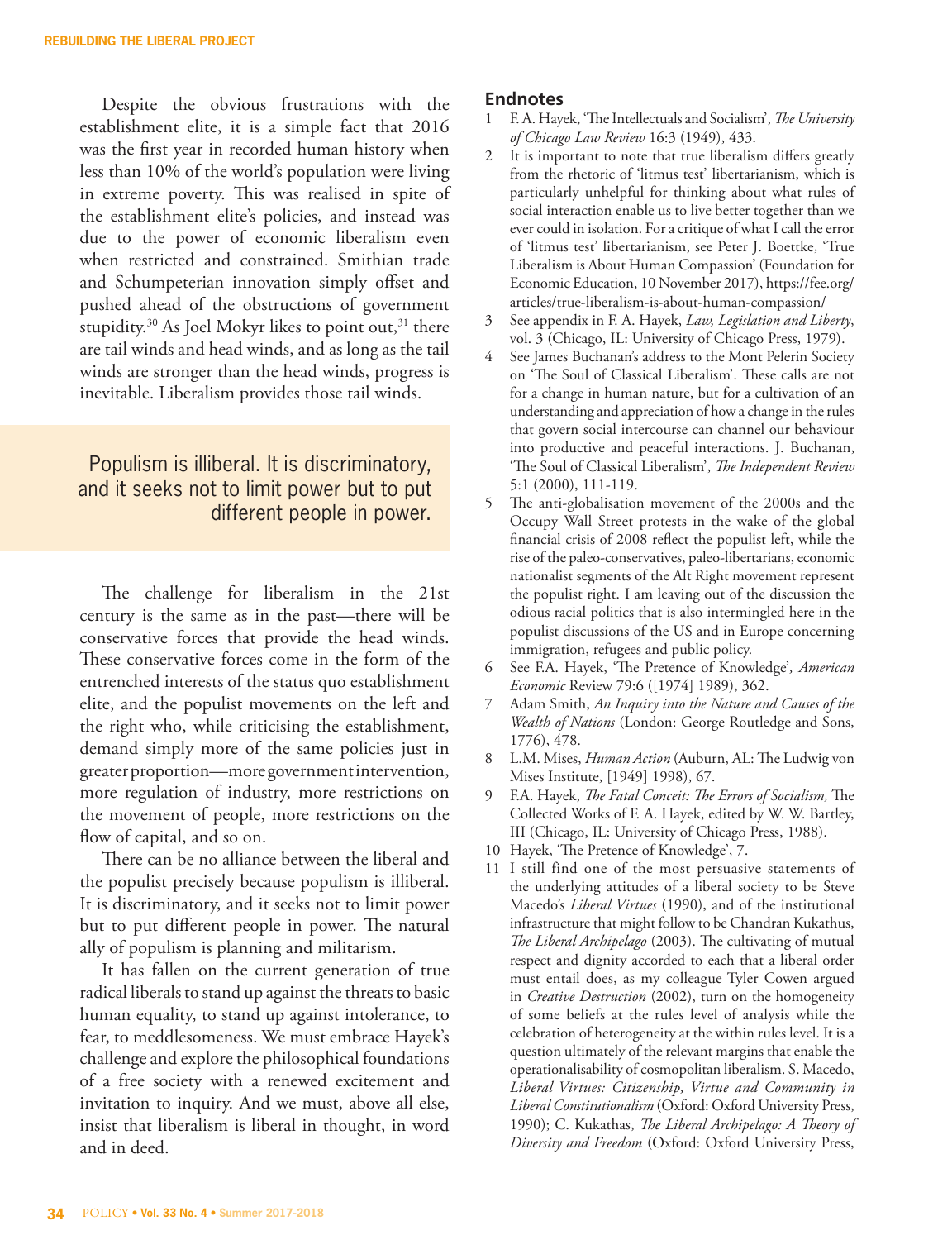Despite the obvious frustrations with the establishment elite, it is a simple fact that 2016 was the first year in recorded human history when less than 10% of the world's population were living in extreme poverty. This was realised in spite of the establishment elite's policies, and instead was due to the power of economic liberalism even when restricted and constrained. Smithian trade and Schumpeterian innovation simply offset and pushed ahead of the obstructions of government stupidity.[30] As Joel Mokyr likes to point out,[31] there are tail winds and head winds, and as long as the tail winds are stronger than the head winds, progress is inevitable. Liberalism provides those tail winds.

> Populism is illiberal. It is discriminatory, and it seeks not to limit power but to put different people in power.

The challenge for liberalism in the 21st century is the same as in the past—there will be conservative forces that provide the head winds. These conservative forces come in the form of the entrenched interests of the status quo establishment elite, and the populist movements on the left and the right who, while criticising the establishment, demand simply more of the same policies just in greater proportion—more government intervention, more regulation of industry, more restrictions on the movement of people, more restrictions on the flow of capital, and so on.

There can be no alliance between the liberal and the populist precisely because populism is illiberal. It is discriminatory, and it seeks not to limit power but to put different people in power. The natural ally of populism is planning and militarism.

It has fallen on the current generation of true radical liberals to stand up against the threats to basic human equality, to stand up against intolerance, to fear, to meddlesomeness. We must embrace Hayek's challenge and explore the philosophical foundations of a free society with a renewed excitement and invitation to inquiry. And we must, above all else, insist that liberalism is liberal in thought, in word and in deed.

## Endnotes

1. F. A. Hayek, 'The Intellectuals and Socialism', *The University of Chicago Law Review* 16:3 (1949), 433.
2. It is important to note that true liberalism differs greatly from the rhetoric of 'litmus test' libertarianism, which is particularly unhelpful for thinking about what rules of social interaction enable us to live better together than we ever could in isolation. For a critique of what I call the error of 'litmus test' libertarianism, see Peter J. Boettke, 'True Liberalism is About Human Compassion' (Foundation for Economic Education, 10 November 2017), https://fee.org/articles/true-liberalism-is-about-human-compassion/
3. See appendix in F. A. Hayek, *Law, Legislation and Liberty*, vol. 3 (Chicago, IL: University of Chicago Press, 1979).
4. See James Buchanan's address to the Mont Pelerin Society on 'The Soul of Classical Liberalism'. These calls are not for a change in human nature, but for a cultivation of an understanding and appreciation of how a change in the rules that govern social intercourse can channel our behaviour into productive and peaceful interactions. J. Buchanan, 'The Soul of Classical Liberalism', *The Independent Review* 5:1 (2000), 111-119.
5. The anti-globalisation movement of the 2000s and the Occupy Wall Street protests in the wake of the global financial crisis of 2008 reflect the populist left, while the rise of the paleo-conservatives, paleo-libertarians, economic nationalist segments of the Alt Right movement represent the populist right. I am leaving out of the discussion the odious racial politics that is also intermingled here in the populist discussions of the US and in Europe concerning immigration, refugees and public policy.
6. See F.A. Hayek, 'The Pretence of Knowledge', *American Economic* Review 79:6 ([1974] 1989), 362.
7. Adam Smith, *An Inquiry into the Nature and Causes of the Wealth of Nations* (London: George Routledge and Sons, 1776), 478.
8. L.M. Mises, *Human Action* (Auburn, AL: The Ludwig von Mises Institute, [1949] 1998), 67.
9. F.A. Hayek, *The Fatal Conceit: The Errors of Socialism,* The Collected Works of F. A. Hayek, edited by W. W. Bartley, III (Chicago, IL: University of Chicago Press, 1988).
10. Hayek, 'The Pretence of Knowledge', 7.
11. I still find one of the most persuasive statements of the underlying attitudes of a liberal society to be Steve Macedo's *Liberal Virtues* (1990), and of the institutional infrastructure that might follow to be Chandran Kukathus, *The Liberal Archipelago* (2003). The cultivating of mutual respect and dignity accorded to each that a liberal order must entail does, as my colleague Tyler Cowen argued in *Creative Destruction* (2002), turn on the homogeneity of some beliefs at the rules level of analysis while the celebration of heterogeneity at the within rules level. It is a question ultimately of the relevant margins that enable the operationalisability of cosmopolitan liberalism. S. Macedo, *Liberal Virtues: Citizenship, Virtue and Community in Liberal Constitutionalism* (Oxford: Oxford University Press, 1990); C. Kukathas, *The Liberal Archipelago: A Theory of Diversity and Freedom* (Oxford: Oxford University Press,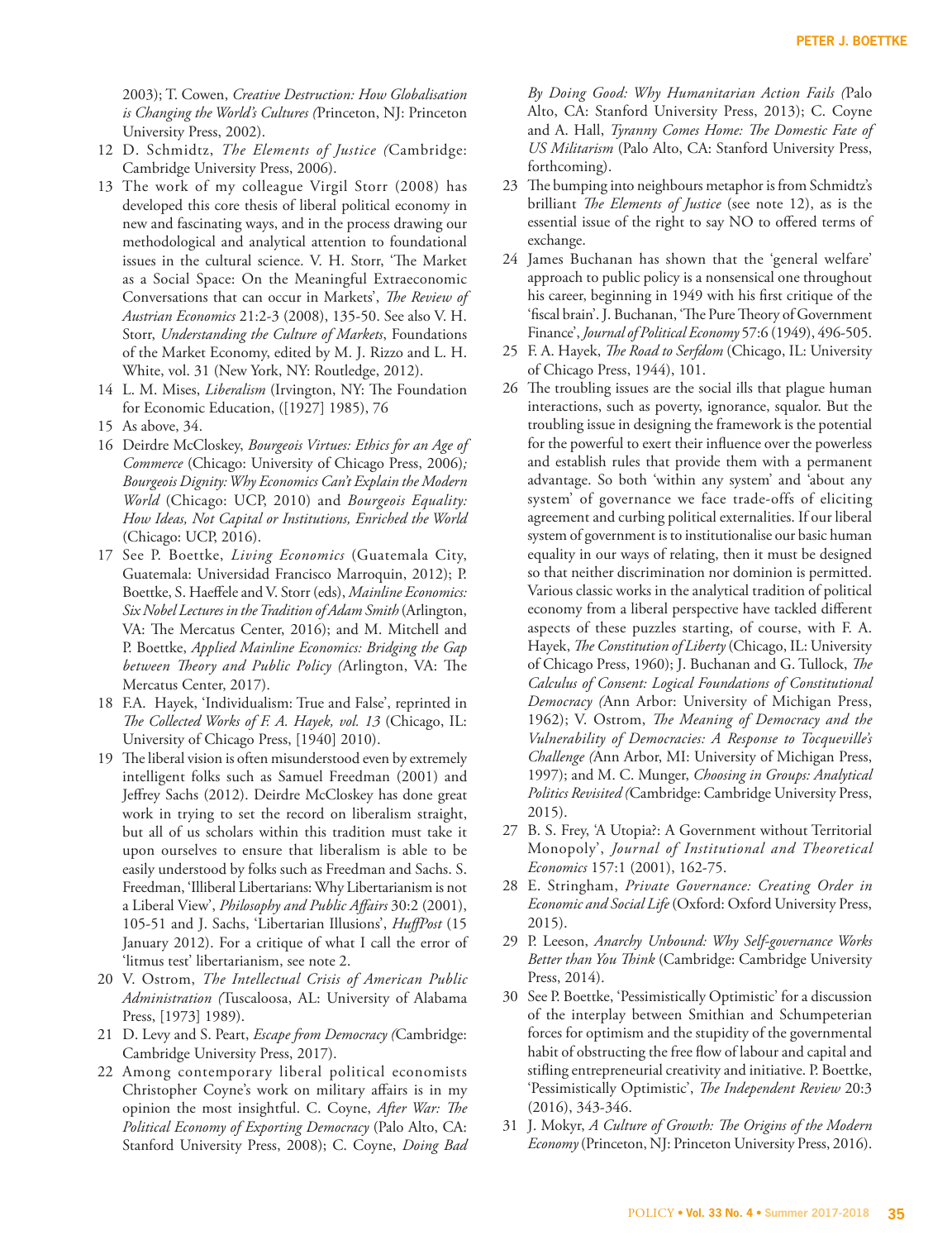2003); T. Cowen, *Creative Destruction: How Globalisation is Changing the World's Cultures (*Princeton, NJ: Princeton University Press, 2002).

12 D. Schmidtz, *The Elements of Justice (*Cambridge: Cambridge University Press, 2006).

13 The work of my colleague Virgil Storr (2008) has developed this core thesis of liberal political economy in new and fascinating ways, and in the process drawing our methodological and analytical attention to foundational issues in the cultural science. V. H. Storr, 'The Market as a Social Space: On the Meaningful Extraeconomic Conversations that can occur in Markets', *The Review of Austrian Economics* 21:2-3 (2008), 135-50. See also V. H. Storr, *Understanding the Culture of Markets*, Foundations of the Market Economy, edited by M. J. Rizzo and L. H. White, vol. 31 (New York, NY: Routledge, 2012).

14 L. M. Mises, *Liberalism* (Irvington, NY: The Foundation for Economic Education, ([1927] 1985), 76

15 As above, 34.

16 Deirdre McCloskey, *Bourgeois Virtues: Ethics for an Age of Commerce* (Chicago: University of Chicago Press, 2006)*; Bourgeois Dignity: Why Economics Can't Explain the Modern World* (Chicago: UCP, 2010) and *Bourgeois Equality: How Ideas, Not Capital or Institutions, Enriched the World* (Chicago: UCP, 2016).

17 See P. Boettke, *Living Economics* (Guatemala City, Guatemala: Universidad Francisco Marroquin, 2012); P. Boettke, S. Haeffele and V. Storr (eds), *Mainline Economics: Six Nobel Lectures in the Tradition of Adam Smith* (Arlington, VA: The Mercatus Center, 2016); and M. Mitchell and P. Boettke, *Applied Mainline Economics: Bridging the Gap between Theory and Public Policy (*Arlington, VA: The Mercatus Center, 2017).

18 F.A. Hayek, 'Individualism: True and False', reprinted in *The Collected Works of F. A. Hayek, vol. 13* (Chicago, IL: University of Chicago Press, [1940] 2010).

19 The liberal vision is often misunderstood even by extremely intelligent folks such as Samuel Freedman (2001) and Jeffrey Sachs (2012). Deirdre McCloskey has done great work in trying to set the record on liberalism straight, but all of us scholars within this tradition must take it upon ourselves to ensure that liberalism is able to be easily understood by folks such as Freedman and Sachs. S. Freedman, 'Illiberal Libertarians: Why Libertarianism is not a Liberal View', *Philosophy and Public Affairs* 30:2 (2001), 105-51 and J. Sachs, 'Libertarian Illusions', *HuffPost* (15 January 2012). For a critique of what I call the error of 'litmus test' libertarianism, see note 2.

20 V. Ostrom, *The Intellectual Crisis of American Public Administration (*Tuscaloosa, AL: University of Alabama Press, [1973] 1989).

21 D. Levy and S. Peart, *Escape from Democracy (*Cambridge: Cambridge University Press, 2017).

22 Among contemporary liberal political economists Christopher Coyne's work on military affairs is in my opinion the most insightful. C. Coyne, *After War: The Political Economy of Exporting Democracy* (Palo Alto, CA: Stanford University Press, 2008); C. Coyne, *Doing Bad By Doing Good: Why Humanitarian Action Fails (*Palo Alto, CA: Stanford University Press, 2013); C. Coyne and A. Hall, *Tyranny Comes Home: The Domestic Fate of US Militarism* (Palo Alto, CA: Stanford University Press, forthcoming).

23 The bumping into neighbours metaphor is from Schmidtz's brilliant *The Elements of Justice* (see note 12), as is the essential issue of the right to say NO to offered terms of exchange.

24 James Buchanan has shown that the 'general welfare' approach to public policy is a nonsensical one throughout his career, beginning in 1949 with his first critique of the 'fiscal brain'. J. Buchanan, 'The Pure Theory of Government Finance', *Journal of Political Economy* 57:6 (1949), 496-505.

25 F. A. Hayek, *The Road to Serfdom* (Chicago, IL: University of Chicago Press, 1944), 101.

26 The troubling issues are the social ills that plague human interactions, such as poverty, ignorance, squalor. But the troubling issue in designing the framework is the potential for the powerful to exert their influence over the powerless and establish rules that provide them with a permanent advantage. So both 'within any system' and 'about any system' of governance we face trade-offs of eliciting agreement and curbing political externalities. If our liberal system of government is to institutionalise our basic human equality in our ways of relating, then it must be designed so that neither discrimination nor dominion is permitted. Various classic works in the analytical tradition of political economy from a liberal perspective have tackled different aspects of these puzzles starting, of course, with F. A. Hayek, *The Constitution of Liberty* (Chicago, IL: University of Chicago Press, 1960); J. Buchanan and G. Tullock, *The Calculus of Consent: Logical Foundations of Constitutional Democracy (*Ann Arbor: University of Michigan Press, 1962); V. Ostrom, *The Meaning of Democracy and the Vulnerability of Democracies: A Response to Tocqueville's Challenge (*Ann Arbor, MI: University of Michigan Press, 1997); and M. C. Munger, *Choosing in Groups: Analytical Politics Revisited (*Cambridge: Cambridge University Press, 2015).

27 B. S. Frey, 'A Utopia?: A Government without Territorial Monopoly', *Journal of Institutional and Theoretical Economics* 157:1 (2001), 162-75.

28 E. Stringham, *Private Governance: Creating Order in Economic and Social Life* (Oxford: Oxford University Press, 2015).

29 P. Leeson, *Anarchy Unbound: Why Self-governance Works Better than You Think* (Cambridge: Cambridge University Press, 2014).

30 See P. Boettke, 'Pessimistically Optimistic' for a discussion of the interplay between Smithian and Schumpeterian forces for optimism and the stupidity of the governmental habit of obstructing the free flow of labour and capital and stifling entrepreneurial creativity and initiative. P. Boettke, 'Pessimistically Optimistic', *The Independent Review* 20:3 (2016), 343-346.

31 J. Mokyr, *A Culture of Growth: The Origins of the Modern Economy* (Princeton, NJ: Princeton University Press, 2016).